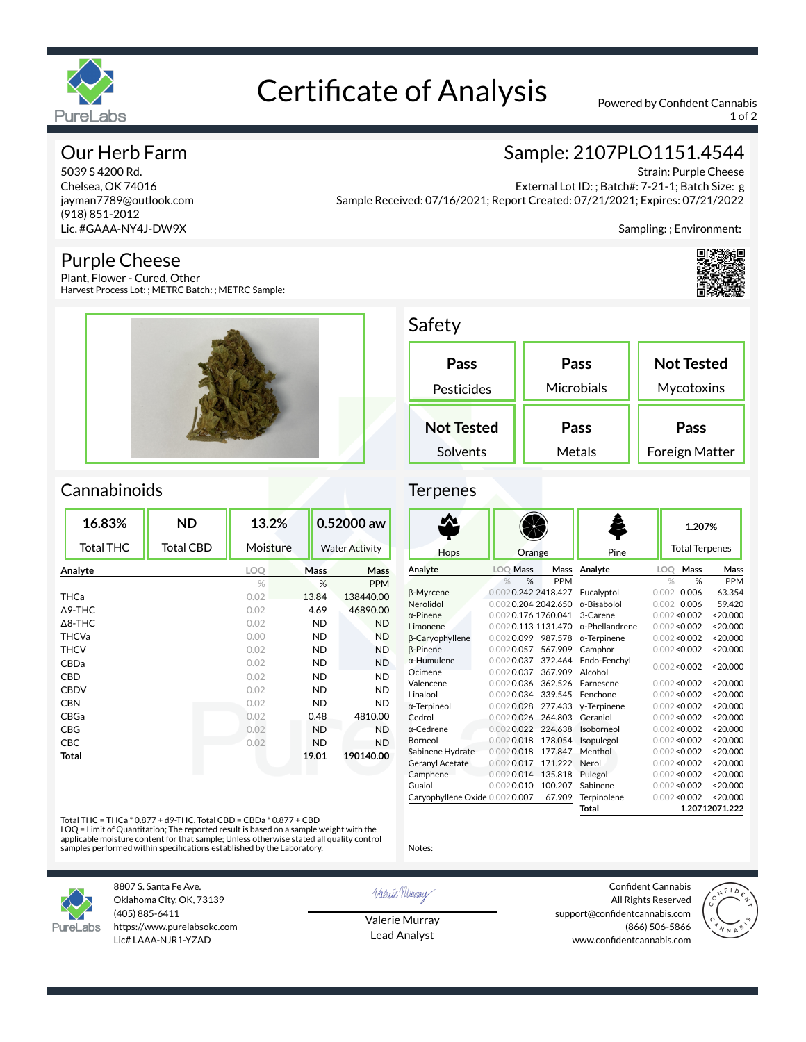# Certificate of Analysis

Powered by Confident Cannabis

## Our Herb Farm

5039 S 4200 Rd.
Chelsea, OK 74016
jayman7789@outlook.com
(918) 851-2012
Lic. #GAAA-NY4J-DW9X

## Sample: 2107PLO1151.4544

Strain: Purple Cheese
External Lot ID: ; Batch#: 7-21-1; Batch Size: g
Sample Received: 07/16/2021; Report Created: 07/21/2021; Expires: 07/21/2022

Sampling: ; Environment:

## Purple Cheese

Plant, Flower - Cured, Other
Harvest Process Lot: ; METRC Batch: ; METRC Sample:

## Safety

| Pass | Pass | Not Tested |
|---|---|---|
| Pesticides | Microbials | Mycotoxins |
| **Not Tested** | **Pass** | **Pass** |
| Solvents | Metals | Foreign Matter |

## Cannabinoids

| 16.83% | ND | 13.2% | 0.52000 aw |
|---|---|---|---|
| Total THC | Total CBD | Moisture | Water Activity |

| Analyte | LOQ | Mass | Mass |
|---|---|---|---|
| | % | % | PPM |
| THCa | 0.02 | 13.84 | 138440.00 |
| Δ9-THC | 0.02 | 4.69 | 46890.00 |
| Δ8-THC | 0.02 | ND | ND |
| THCVa | 0.00 | ND | ND |
| THCV | 0.02 | ND | ND |
| CBDa | 0.02 | ND | ND |
| CBD | 0.02 | ND | ND |
| CBDV | 0.02 | ND | ND |
| CBN | 0.02 | ND | ND |
| CBGa | 0.02 | 0.48 | 4810.00 |
| CBG | 0.02 | ND | ND |
| CBC | 0.02 | ND | ND |
| **Total** | | **19.01** | **190140.00** |

Total THC = THCa * 0.877 + d9-THC. Total CBD = CBDa * 0.877 + CBD
LOQ = Limit of Quantitation; The reported result is based on a sample weight with the applicable moisture content for that sample; Unless otherwise stated all quality control samples performed within specifications established by the Laboratory.

## Terpenes

| Hops | Orange | Pine | 1.207% Total Terpenes |
|---|---|---|---|

| Analyte | LOQ | Mass | Mass | Analyte | LOQ | Mass | Mass |
|---|---|---|---|---|---|---|---|
| | % | % | PPM | | % | % | PPM |
| β-Myrcene | 0.002 | 0.242 | 2418.427 | Eucalyptol | 0.002 | 0.006 | 63.354 |
| Nerolidol | 0.002 | 0.204 | 2042.650 | α-Bisabolol | 0.002 | 0.006 | 59.420 |
| α-Pinene | 0.002 | 0.176 | 1760.041 | 3-Carene | 0.002 | <0.002 | <20.000 |
| Limonene | 0.002 | 0.113 | 1131.470 | α-Phellandrene | 0.002 | <0.002 | <20.000 |
| β-Caryophyllene | 0.002 | 0.099 | 987.578 | α-Terpinene | 0.002 | <0.002 | <20.000 |
| β-Pinene | 0.002 | 0.057 | 567.909 | Camphor | 0.002 | <0.002 | <20.000 |
| α-Humulene | 0.002 | 0.037 | 372.464 | Endo-Fenchyl Alcohol | 0.002 | <0.002 | <20.000 |
| Ocimene | 0.002 | 0.037 | 367.909 | | | | |
| Valencene | 0.002 | 0.036 | 362.526 | Farnesene | 0.002 | <0.002 | <20.000 |
| Linalool | 0.002 | 0.034 | 339.545 | Fenchone | 0.002 | <0.002 | <20.000 |
| α-Terpineol | 0.002 | 0.028 | 277.433 | γ-Terpinene | 0.002 | <0.002 | <20.000 |
| Cedrol | 0.002 | 0.026 | 264.803 | Geraniol | 0.002 | <0.002 | <20.000 |
| α-Cedrene | 0.002 | 0.022 | 224.638 | Isoborneol | 0.002 | <0.002 | <20.000 |
| Borneol | 0.002 | 0.018 | 178.054 | Isopulegol | 0.002 | <0.002 | <20.000 |
| Sabinene Hydrate | 0.002 | 0.018 | 177.847 | Menthol | 0.002 | <0.002 | <20.000 |
| Geranyl Acetate | 0.002 | 0.017 | 171.222 | Nerol | 0.002 | <0.002 | <20.000 |
| Camphene | 0.002 | 0.014 | 135.818 | Pulegol | 0.002 | <0.002 | <20.000 |
| Guaiol | 0.002 | 0.010 | 100.207 | Sabinene | 0.002 | <0.002 | <20.000 |
| Caryophyllene Oxide | 0.002 | 0.007 | 67.909 | Terpinolene | 0.002 | <0.002 | <20.000 |
| | | | | **Total** | | **1.207** | **12071.222** |

Notes:

---

PureLabs
8807 S. Santa Fe Ave.
Oklahoma City, OK, 73139
(405) 885-6411
https://www.purelabsokc.com
Lic# LAAA-NJR1-YZAD

Valerie Murray
Lead Analyst

Confident Cannabis
All Rights Reserved
support@confidentcannabis.com
(866) 506-5866
www.confidentcannabis.com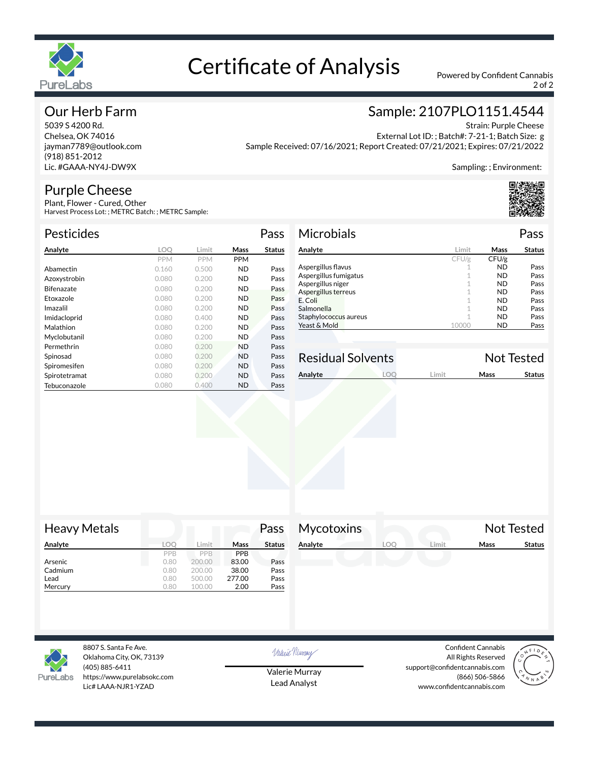# Certificate of Analysis

Powered by Confident Cannabis

## Our Herb Farm

5039 S 4200 Rd.
Chelsea, OK 74016
jayman7789@outlook.com
(918) 851-2012
Lic. #GAAA-NY4J-DW9X

## Sample: 2107PLO1151.4544

Strain: Purple Cheese
External Lot ID: ; Batch#: 7-21-1; Batch Size: g
Sample Received: 07/16/2021; Report Created: 07/21/2021; Expires: 07/21/2022

Sampling: ; Environment:

## Purple Cheese

Plant, Flower - Cured, Other
Harvest Process Lot: ; METRC Batch: ; METRC Sample:

### Pesticides — Pass

| Analyte | LOQ | Limit | Mass | Status |
|---|---|---|---|---|
| | PPM | PPM | PPM | |
| Abamectin | 0.160 | 0.500 | ND | Pass |
| Azoxystrobin | 0.080 | 0.200 | ND | Pass |
| Bifenazate | 0.080 | 0.200 | ND | Pass |
| Etoxazole | 0.080 | 0.200 | ND | Pass |
| Imazalil | 0.080 | 0.200 | ND | Pass |
| Imidacloprid | 0.080 | 0.400 | ND | Pass |
| Malathion | 0.080 | 0.200 | ND | Pass |
| Myclobutanil | 0.080 | 0.200 | ND | Pass |
| Permethrin | 0.080 | 0.200 | ND | Pass |
| Spinosad | 0.080 | 0.200 | ND | Pass |
| Spiromesifen | 0.080 | 0.200 | ND | Pass |
| Spirotetramat | 0.080 | 0.200 | ND | Pass |
| Tebuconazole | 0.080 | 0.400 | ND | Pass |

### Microbials — Pass

| Analyte | Limit | Mass | Status |
|---|---|---|---|
| | CFU/g | CFU/g | |
| Aspergillus flavus | 1 | ND | Pass |
| Aspergillus fumigatus | 1 | ND | Pass |
| Aspergillus niger | 1 | ND | Pass |
| Aspergillus terreus | 1 | ND | Pass |
| E. Coli | 1 | ND | Pass |
| Salmonella | 1 | ND | Pass |
| Staphylococcus aureus | 1 | ND | Pass |
| Yeast & Mold | 10000 | ND | Pass |

### Residual Solvents — Not Tested

| Analyte | LOQ | Limit | Mass | Status |
|---|---|---|---|---|

### Heavy Metals — Pass

| Analyte | LOQ | Limit | Mass | Status |
|---|---|---|---|---|
| | PPB | PPB | PPB | |
| Arsenic | 0.80 | 200.00 | 83.00 | Pass |
| Cadmium | 0.80 | 200.00 | 38.00 | Pass |
| Lead | 0.80 | 500.00 | 277.00 | Pass |
| Mercury | 0.80 | 100.00 | 2.00 | Pass |

### Mycotoxins — Not Tested

| Analyte | LOQ | Limit | Mass | Status |
|---|---|---|---|---|

PureLabs
8807 S. Santa Fe Ave.
Oklahoma City, OK, 73139
(405) 885-6411
https://www.purelabsokc.com
Lic# LAAA-NJR1-YZAD

Valerie Murray
Lead Analyst

Confident Cannabis
All Rights Reserved
support@confidentcannabis.com
(866) 506-5866
www.confidentcannabis.com